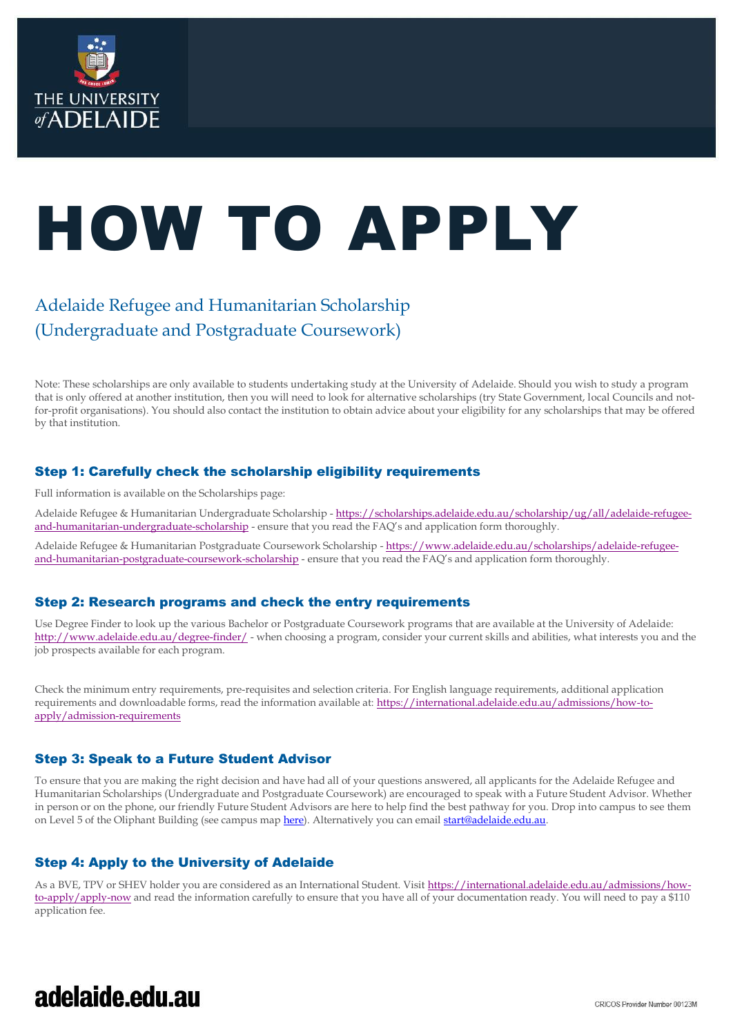# HOW TO APPLY

## Adelaide Refugee and Humanitarian Scholarship (Undergraduate and Postgraduate Coursework)

Note: These scholarships are only available to students undertaking study at the University of Adelaide. Should you wish to study a program that is only offered at another institution, then you will need to look for alternative scholarships (try State Government, local Councils and not-for-profit organisations). You should also contact the institution to obtain advice about your eligibility for any scholarships that may be offered by that institution.

### Step 1: Carefully check the scholarship eligibility requirements

Full information is available on the Scholarships page:

Adelaide Refugee & Humanitarian Undergraduate Scholarship - https://scholarships.adelaide.edu.au/scholarship/ug/all/adelaide-refugee-and-humanitarian-undergraduate-scholarship - ensure that you read the FAQ's and application form thoroughly.

Adelaide Refugee & Humanitarian Postgraduate Coursework Scholarship - https://www.adelaide.edu.au/scholarships/adelaide-refugee-and-humanitarian-postgraduate-coursework-scholarship - ensure that you read the FAQ's and application form thoroughly.

### Step 2: Research programs and check the entry requirements

Use Degree Finder to look up the various Bachelor or Postgraduate Coursework programs that are available at the University of Adelaide: http://www.adelaide.edu.au/degree-finder/ - when choosing a program, consider your current skills and abilities, what interests you and the job prospects available for each program.

Check the minimum entry requirements, pre-requisites and selection criteria. For English language requirements, additional application requirements and downloadable forms, read the information available at: https://international.adelaide.edu.au/admissions/how-to-apply/admission-requirements

### Step 3: Speak to a Future Student Advisor

To ensure that you are making the right decision and have had all of your questions answered, all applicants for the Adelaide Refugee and Humanitarian Scholarships (Undergraduate and Postgraduate Coursework) are encouraged to speak with a Future Student Advisor. Whether in person or on the phone, our friendly Future Student Advisors are here to help find the best pathway for you. Drop into campus to see them on Level 5 of the Oliphant Building (see campus map here). Alternatively you can email start@adelaide.edu.au.

### Step 4: Apply to the University of Adelaide

As a BVE, TPV or SHEV holder you are considered as an International Student. Visit https://international.adelaide.edu.au/admissions/how-to-apply/apply-now and read the information carefully to ensure that you have all of your documentation ready. You will need to pay a $110 application fee.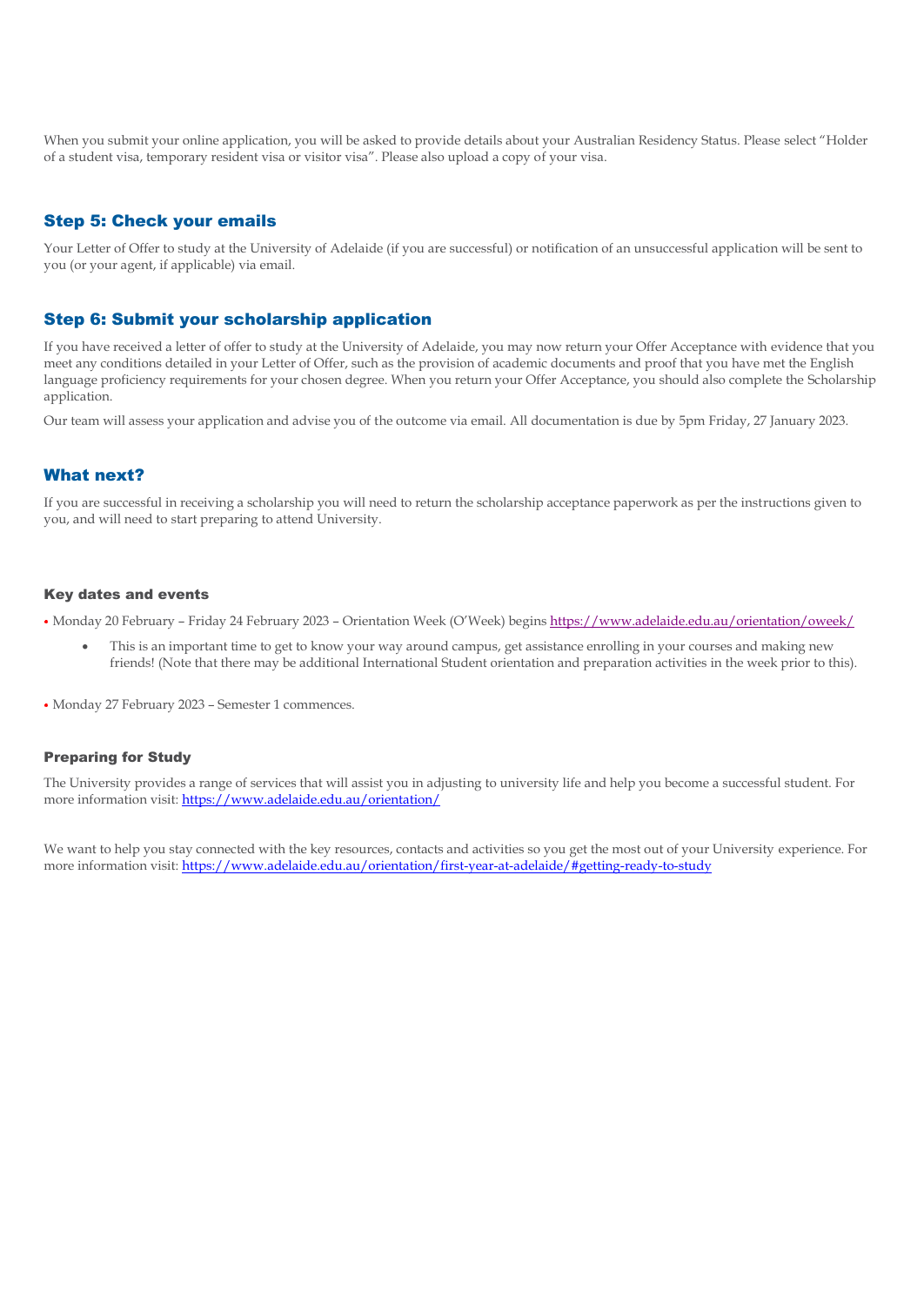When you submit your online application, you will be asked to provide details about your Australian Residency Status. Please select "Holder of a student visa, temporary resident visa or visitor visa". Please also upload a copy of your visa.

## Step 5: Check your emails

Your Letter of Offer to study at the University of Adelaide (if you are successful) or notification of an unsuccessful application will be sent to you (or your agent, if applicable) via email.

## Step 6: Submit your scholarship application

If you have received a letter of offer to study at the University of Adelaide, you may now return your Offer Acceptance with evidence that you meet any conditions detailed in your Letter of Offer, such as the provision of academic documents and proof that you have met the English language proficiency requirements for your chosen degree. When you return your Offer Acceptance, you should also complete the Scholarship application.

Our team will assess your application and advise you of the outcome via email. All documentation is due by 5pm Friday, 27 January 2023.

## What next?

If you are successful in receiving a scholarship you will need to return the scholarship acceptance paperwork as per the instructions given to you, and will need to start preparing to attend University.

### Key dates and events

- Monday 20 February – Friday 24 February 2023 – Orientation Week (O'Week) begins https://www.adelaide.edu.au/orientation/oweek/
    - This is an important time to get to know your way around campus, get assistance enrolling in your courses and making new friends! (Note that there may be additional International Student orientation and preparation activities in the week prior to this).

- Monday 27 February 2023 – Semester 1 commences.

### Preparing for Study

The University provides a range of services that will assist you in adjusting to university life and help you become a successful student. For more information visit: https://www.adelaide.edu.au/orientation/

We want to help you stay connected with the key resources, contacts and activities so you get the most out of your University experience. For more information visit: https://www.adelaide.edu.au/orientation/first-year-at-adelaide/#getting-ready-to-study